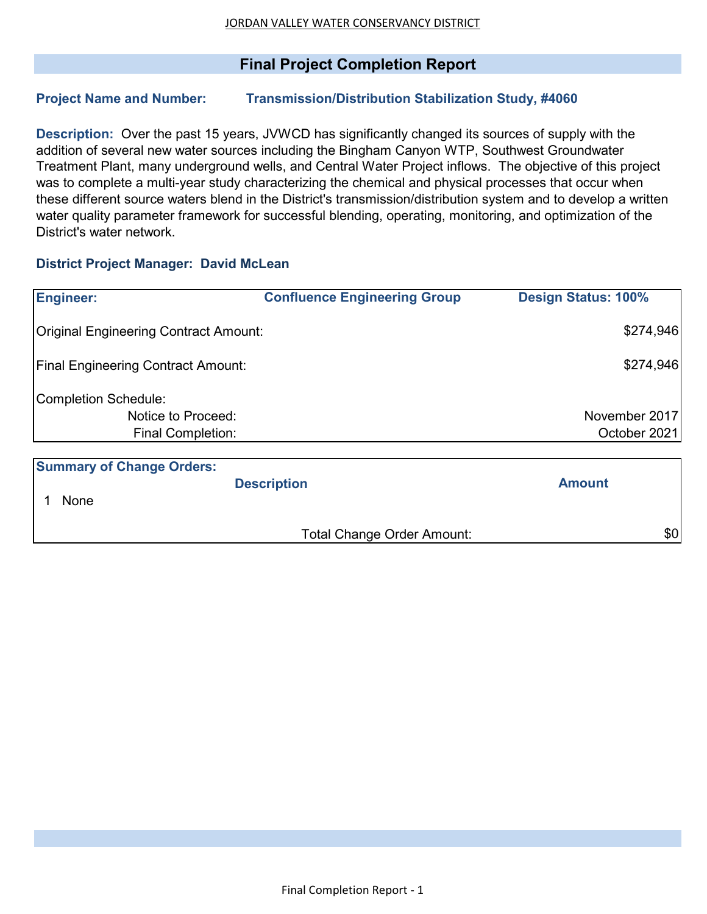JORDAN VALLEY WATER CONSERVANCY DISTRICT

# Final Project Completion Report

**Project Name and Number:** **Transmission/Distribution Stabilization Study, #4060**

**Description:** Over the past 15 years, JVWCD has significantly changed its sources of supply with the addition of several new water sources including the Bingham Canyon WTP, Southwest Groundwater Treatment Plant, many underground wells, and Central Water Project inflows. The objective of this project was to complete a multi-year study characterizing the chemical and physical processes that occur when these different source waters blend in the District's transmission/distribution system and to develop a written water quality parameter framework for successful blending, operating, monitoring, and optimization of the District's water network.

**District Project Manager: David McLean**

| **Engineer:** | **Confluence Engineering Group** | **Design Status: 100%** |
|---|---|---|
| Original Engineering Contract Amount: | | $274,946 |
| Final Engineering Contract Amount: | | $274,946 |
| Completion Schedule: | | |
| Notice to Proceed: | | November 2017 |
| Final Completion: | | October 2021 |

**Summary of Change Orders:**

| | **Description** | **Amount** |
|---|---|---|
| 1 | None | |
| | Total Change Order Amount: | $0 |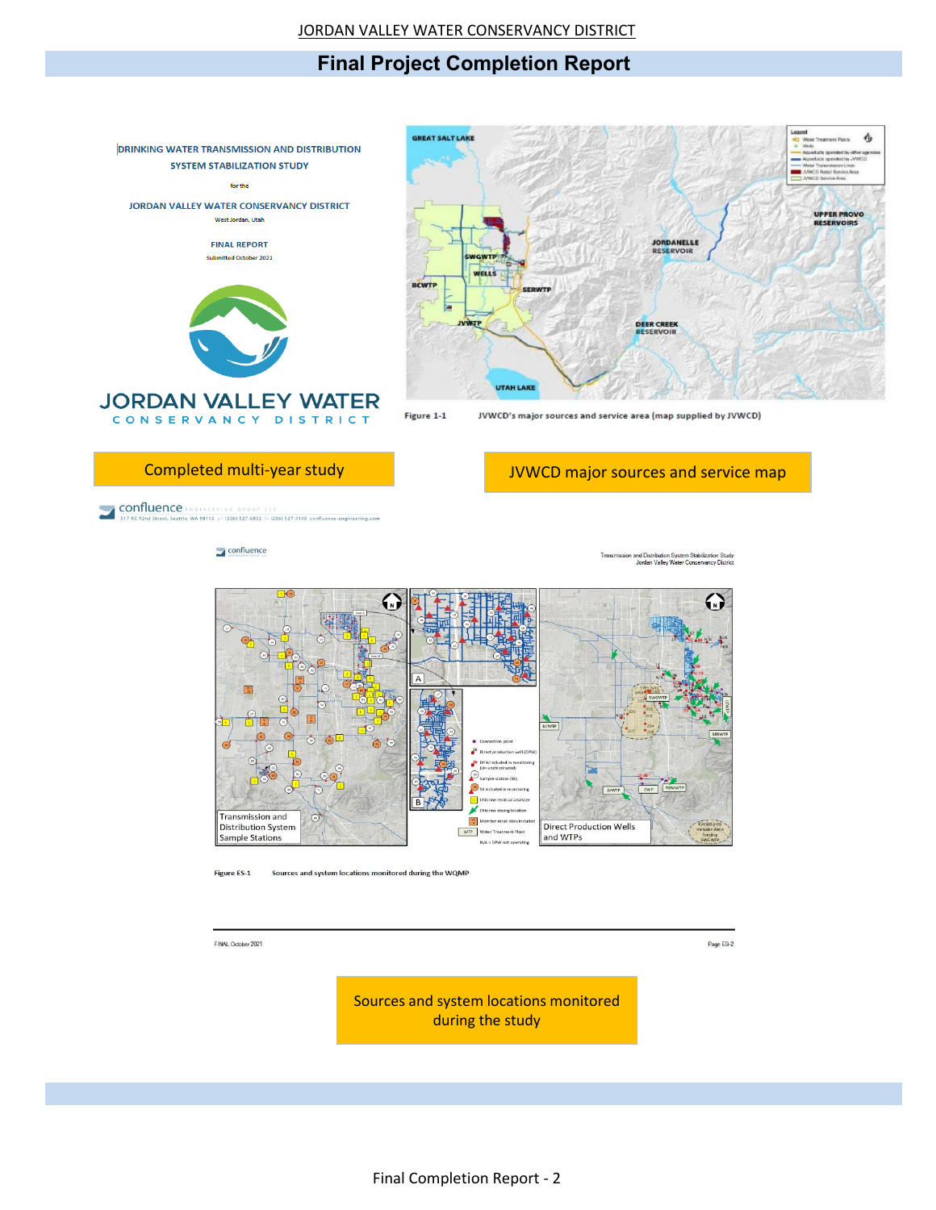# Final Project Completion Report

DRINKING WATER TRANSMISSION AND DISTRIBUTION SYSTEM STABILIZATION STUDY

for the

JORDAN VALLEY WATER CONSERVANCY DISTRICT

West Jordan, Utah

FINAL REPORT

Submitted October 2021

JORDAN VALLEY WATER CONSERVANCY DISTRICT

confluence ENGINEERING GROUP LLC
517 NE 92nd Street, Seattle, WA 98115 ph (206) 527-6832 fx (206) 527-3148 confluence-engineering.com

Completed multi-year study

Figure 1-1 JVWCD's major sources and service area (map supplied by JVWCD)

JVWCD major sources and service map

Figure ES-1 Sources and system locations monitored during the WQMP

Sources and system locations monitored during the study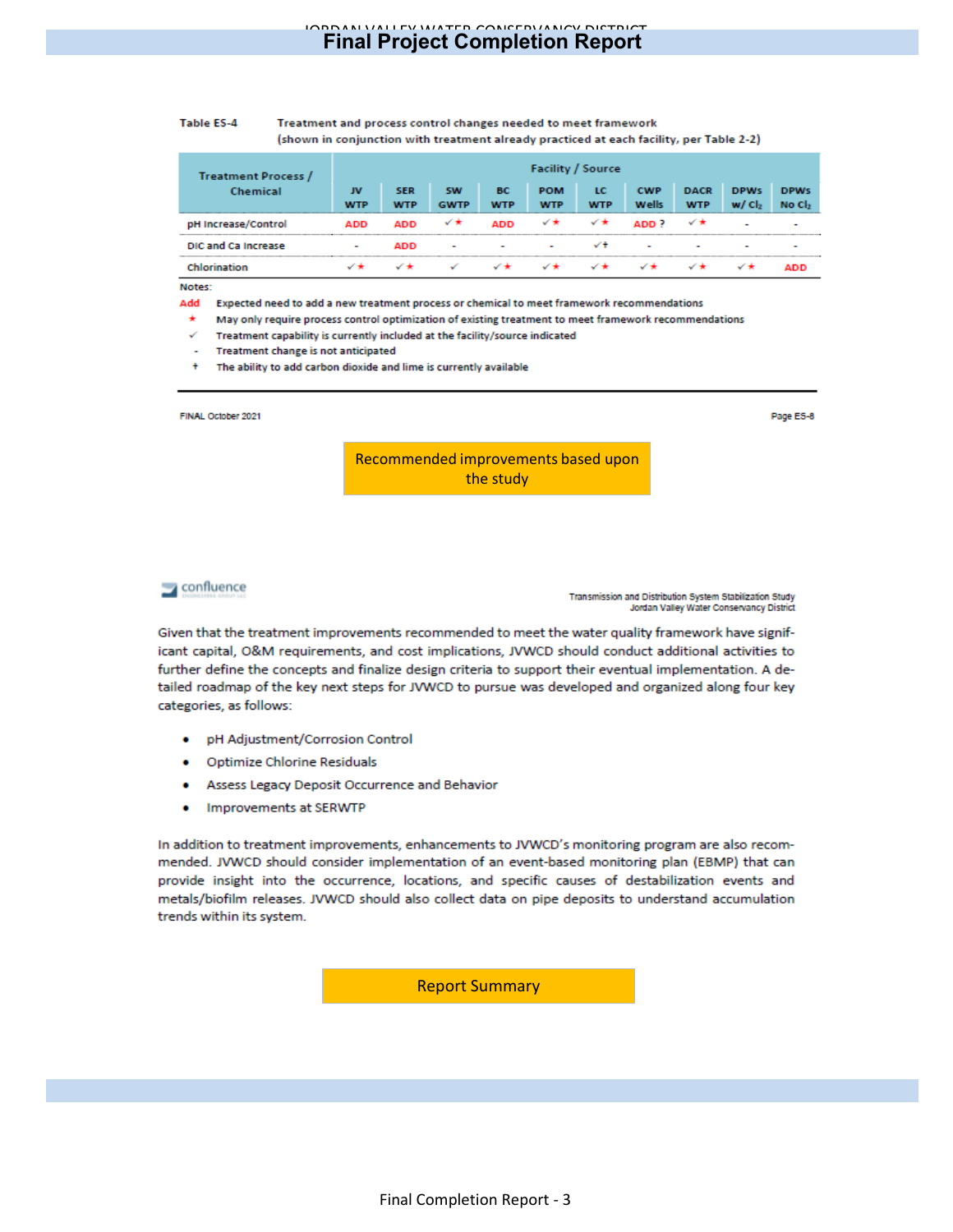**Table ES-4** Treatment and process control changes needed to meet framework (shown in conjunction with treatment already practiced at each facility, per Table 2-2)

| Treatment Process / Chemical | Facility / Source | | | | | | | | | |
|---|---|---|---|---|---|---|---|---|---|---|
| | JV WTP | SER WTP | SW GWTP | BC WTP | POM WTP | LC WTP | CWP Wells | DACR WTP | DPWs w/ $Cl_2$ | DPWs No $Cl_2$ |
| pH Increase/Control | ADD | ADD | ✓★ | ADD | ✓★ | ✓★ | ADD ? | ✓★ | - | - |
| DIC and Ca Increase | - | ADD | - | - | - | ✓+ | - | - | - | - |
| Chlorination | ✓★ | ✓★ | ✓ | ✓★ | ✓★ | ✓★ | ✓★ | ✓★ | ✓★ | ADD |

Notes:

Add Expected need to add a new treatment process or chemical to meet framework recommendations

★ May only require process control optimization of existing treatment to meet framework recommendations

✓ Treatment capability is currently included at the facility/source indicated

- Treatment change is not anticipated

+ The ability to add carbon dioxide and lime is currently available

FINAL October 2021 Page ES-8

Recommended improvements based upon the study

Transmission and Distribution System Stabilization Study
Jordan Valley Water Conservancy District

Given that the treatment improvements recommended to meet the water quality framework have significant capital, O&M requirements, and cost implications, JVWCD should conduct additional activities to further define the concepts and finalize design criteria to support their eventual implementation. A detailed roadmap of the key next steps for JVWCD to pursue was developed and organized along four key categories, as follows:

- pH Adjustment/Corrosion Control
- Optimize Chlorine Residuals
- Assess Legacy Deposit Occurrence and Behavior
- Improvements at SERWTP

In addition to treatment improvements, enhancements to JVWCD's monitoring program are also recommended. JVWCD should consider implementation of an event-based monitoring plan (EBMP) that can provide insight into the occurrence, locations, and specific causes of destabilization events and metals/biofilm releases. JVWCD should also collect data on pipe deposits to understand accumulation trends within its system.

Report Summary